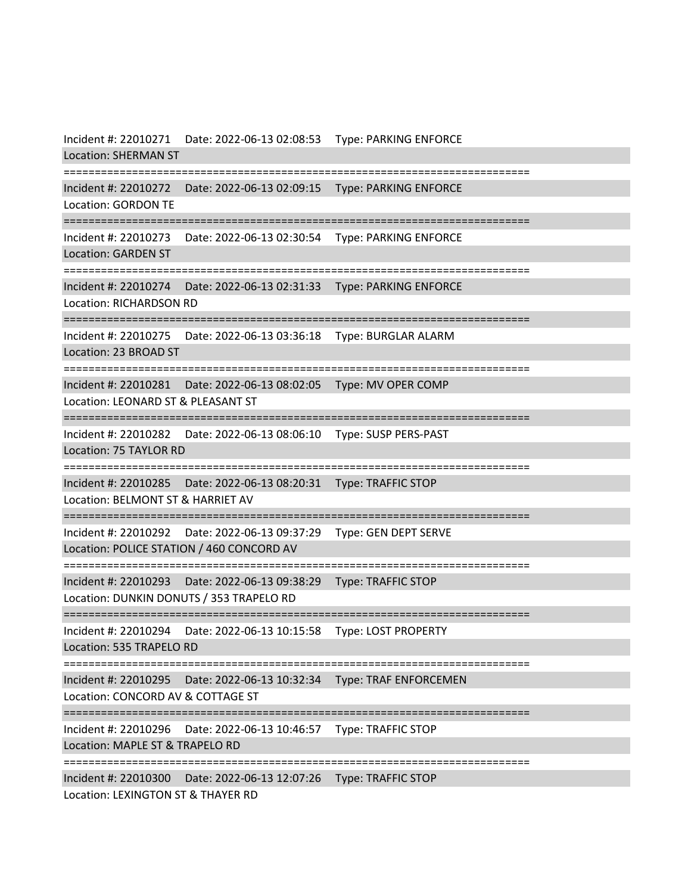Incident #: 22010271 Date: 2022-06-13 02:08:53 Type: PARKING ENFORCE
Location: SHERMAN ST

===========================================================================

Incident #: 22010272 Date: 2022-06-13 02:09:15 Type: PARKING ENFORCE
Location: GORDON TE

===========================================================================

Incident #: 22010273 Date: 2022-06-13 02:30:54 Type: PARKING ENFORCE
Location: GARDEN ST

===========================================================================

Incident #: 22010274 Date: 2022-06-13 02:31:33 Type: PARKING ENFORCE
Location: RICHARDSON RD

===========================================================================

Incident #: 22010275 Date: 2022-06-13 03:36:18 Type: BURGLAR ALARM
Location: 23 BROAD ST

===========================================================================

Incident #: 22010281 Date: 2022-06-13 08:02:05 Type: MV OPER COMP
Location: LEONARD ST & PLEASANT ST

===========================================================================

Incident #: 22010282 Date: 2022-06-13 08:06:10 Type: SUSP PERS-PAST
Location: 75 TAYLOR RD

===========================================================================

Incident #: 22010285 Date: 2022-06-13 08:20:31 Type: TRAFFIC STOP
Location: BELMONT ST & HARRIET AV

===========================================================================

Incident #: 22010292 Date: 2022-06-13 09:37:29 Type: GEN DEPT SERVE
Location: POLICE STATION / 460 CONCORD AV

===========================================================================

Incident #: 22010293 Date: 2022-06-13 09:38:29 Type: TRAFFIC STOP
Location: DUNKIN DONUTS / 353 TRAPELO RD

===========================================================================

Incident #: 22010294 Date: 2022-06-13 10:15:58 Type: LOST PROPERTY
Location: 535 TRAPELO RD

===========================================================================

Incident #: 22010295 Date: 2022-06-13 10:32:34 Type: TRAF ENFORCEMEN
Location: CONCORD AV & COTTAGE ST

===========================================================================

Incident #: 22010296 Date: 2022-06-13 10:46:57 Type: TRAFFIC STOP
Location: MAPLE ST & TRAPELO RD

===========================================================================

Incident #: 22010300 Date: 2022-06-13 12:07:26 Type: TRAFFIC STOP
Location: LEXINGTON ST & THAYER RD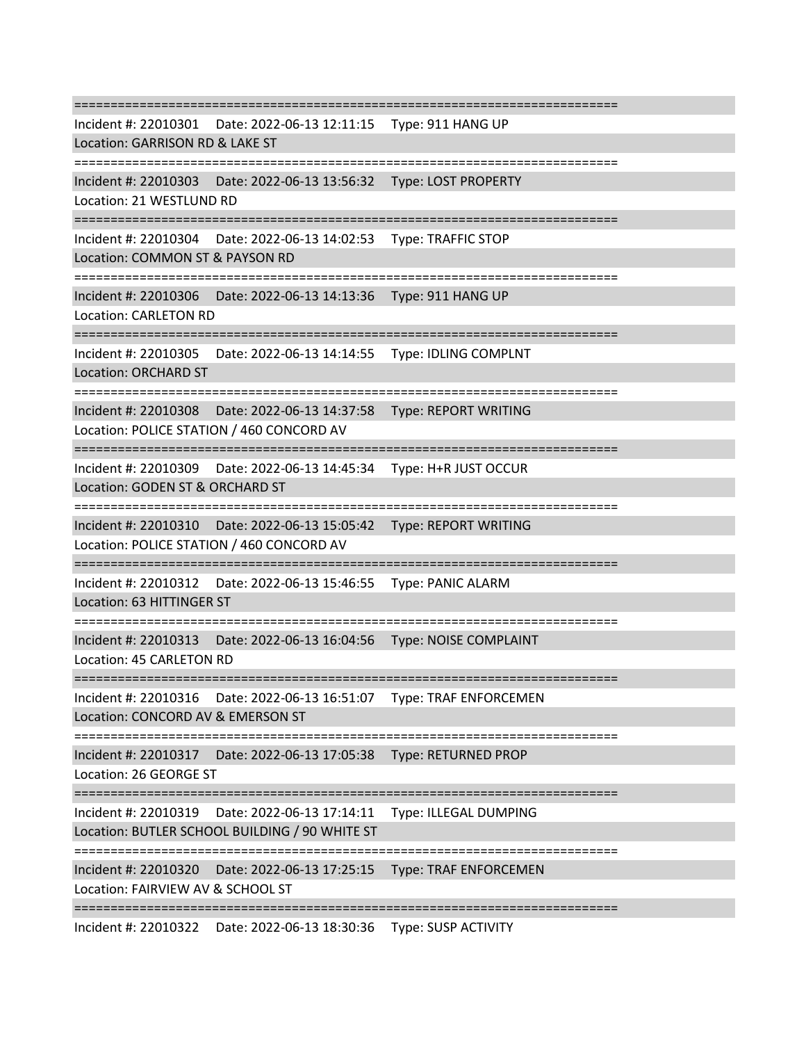===========================================================================

Incident #: 22010301    Date: 2022-06-13 12:11:15    Type: 911 HANG UP

Location: GARRISON RD & LAKE ST

===========================================================================

Incident #: 22010303    Date: 2022-06-13 13:56:32    Type: LOST PROPERTY

Location: 21 WESTLUND RD

===========================================================================

Incident #: 22010304    Date: 2022-06-13 14:02:53    Type: TRAFFIC STOP

Location: COMMON ST & PAYSON RD

===========================================================================

Incident #: 22010306    Date: 2022-06-13 14:13:36    Type: 911 HANG UP

Location: CARLETON RD

===========================================================================

Incident #: 22010305    Date: 2022-06-13 14:14:55    Type: IDLING COMPLNT

Location: ORCHARD ST

===========================================================================

Incident #: 22010308    Date: 2022-06-13 14:37:58    Type: REPORT WRITING

Location: POLICE STATION / 460 CONCORD AV

===========================================================================

Incident #: 22010309    Date: 2022-06-13 14:45:34    Type: H+R JUST OCCUR

Location: GODEN ST & ORCHARD ST

===========================================================================

Incident #: 22010310    Date: 2022-06-13 15:05:42    Type: REPORT WRITING

Location: POLICE STATION / 460 CONCORD AV

===========================================================================

Incident #: 22010312    Date: 2022-06-13 15:46:55    Type: PANIC ALARM

Location: 63 HITTINGER ST

===========================================================================

Incident #: 22010313    Date: 2022-06-13 16:04:56    Type: NOISE COMPLAINT

Location: 45 CARLETON RD

===========================================================================

Incident #: 22010316    Date: 2022-06-13 16:51:07    Type: TRAF ENFORCEMEN

Location: CONCORD AV & EMERSON ST

===========================================================================

Incident #: 22010317    Date: 2022-06-13 17:05:38    Type: RETURNED PROP

Location: 26 GEORGE ST

===========================================================================

Incident #: 22010319    Date: 2022-06-13 17:14:11    Type: ILLEGAL DUMPING

Location: BUTLER SCHOOL BUILDING / 90 WHITE ST

===========================================================================

Incident #: 22010320    Date: 2022-06-13 17:25:15    Type: TRAF ENFORCEMEN

Location: FAIRVIEW AV & SCHOOL ST

===========================================================================

Incident #: 22010322    Date: 2022-06-13 18:30:36    Type: SUSP ACTIVITY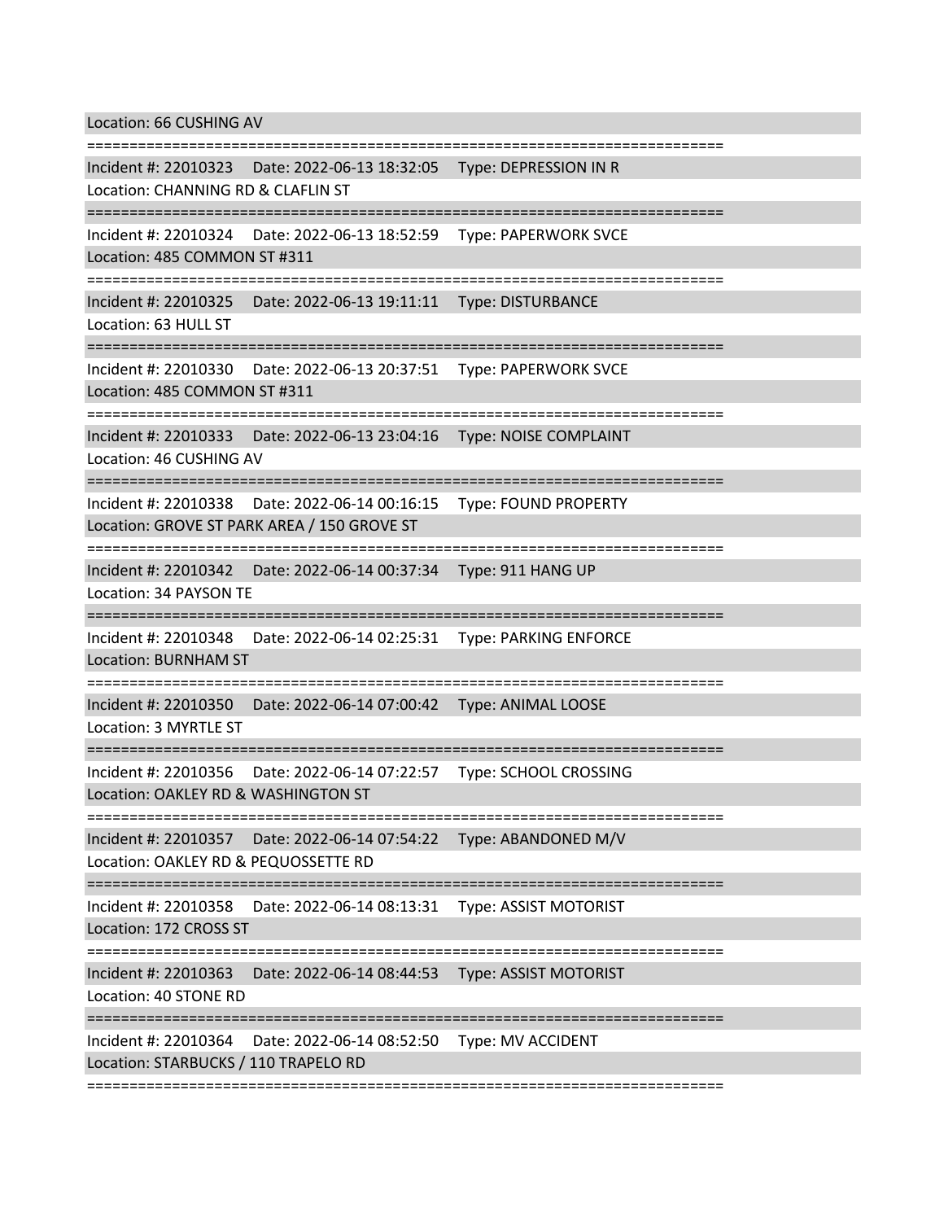Location: 66 CUSHING AV

===========================================================================

Incident #: 22010323    Date: 2022-06-13 18:32:05    Type: DEPRESSION IN R
Location: CHANNING RD & CLAFLIN ST

===========================================================================

Incident #: 22010324    Date: 2022-06-13 18:52:59    Type: PAPERWORK SVCE
Location: 485 COMMON ST #311

===========================================================================

Incident #: 22010325    Date: 2022-06-13 19:11:11    Type: DISTURBANCE
Location: 63 HULL ST

===========================================================================

Incident #: 22010330    Date: 2022-06-13 20:37:51    Type: PAPERWORK SVCE
Location: 485 COMMON ST #311

===========================================================================

Incident #: 22010333    Date: 2022-06-13 23:04:16    Type: NOISE COMPLAINT
Location: 46 CUSHING AV

===========================================================================

Incident #: 22010338    Date: 2022-06-14 00:16:15    Type: FOUND PROPERTY
Location: GROVE ST PARK AREA / 150 GROVE ST

===========================================================================

Incident #: 22010342    Date: 2022-06-14 00:37:34    Type: 911 HANG UP
Location: 34 PAYSON TE

===========================================================================

Incident #: 22010348    Date: 2022-06-14 02:25:31    Type: PARKING ENFORCE
Location: BURNHAM ST

===========================================================================

Incident #: 22010350    Date: 2022-06-14 07:00:42    Type: ANIMAL LOOSE
Location: 3 MYRTLE ST

===========================================================================

Incident #: 22010356    Date: 2022-06-14 07:22:57    Type: SCHOOL CROSSING
Location: OAKLEY RD & WASHINGTON ST

===========================================================================

Incident #: 22010357    Date: 2022-06-14 07:54:22    Type: ABANDONED M/V
Location: OAKLEY RD & PEQUOSSETTE RD

===========================================================================

Incident #: 22010358    Date: 2022-06-14 08:13:31    Type: ASSIST MOTORIST
Location: 172 CROSS ST

===========================================================================

Incident #: 22010363    Date: 2022-06-14 08:44:53    Type: ASSIST MOTORIST
Location: 40 STONE RD

===========================================================================

Incident #: 22010364    Date: 2022-06-14 08:52:50    Type: MV ACCIDENT
Location: STARBUCKS / 110 TRAPELO RD

===========================================================================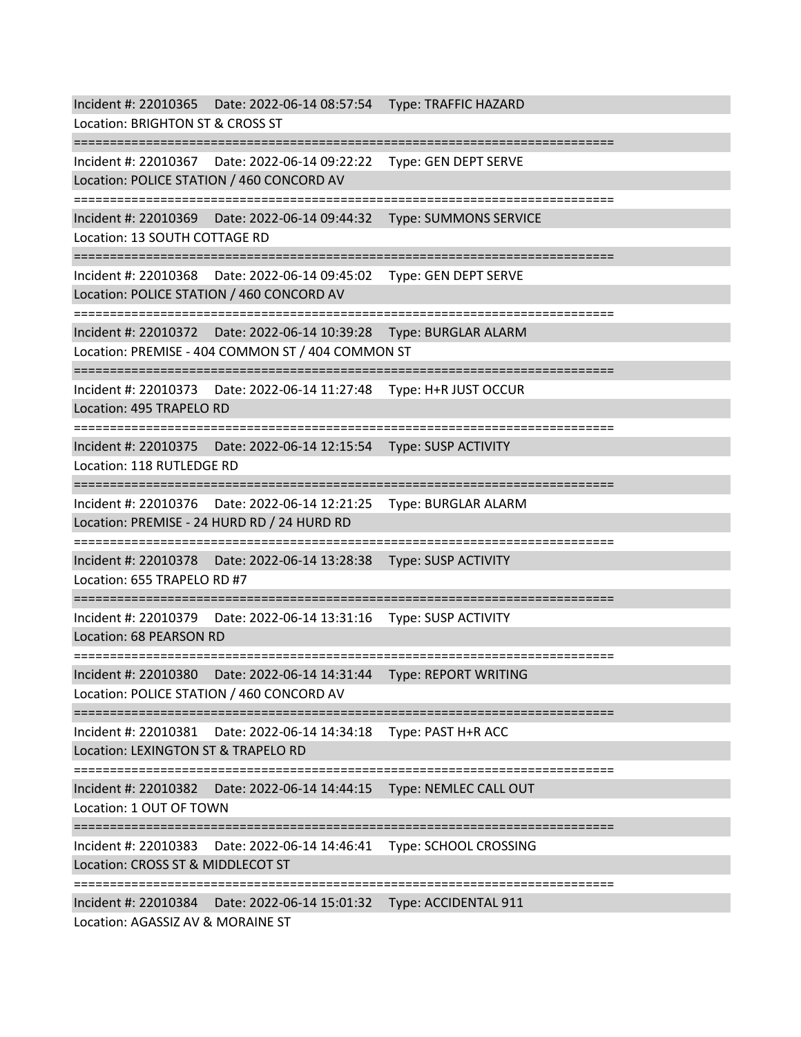Incident #: 22010365 Date: 2022-06-14 08:57:54 Type: TRAFFIC HAZARD
Location: BRIGHTON ST & CROSS ST

===========================================================================

Incident #: 22010367 Date: 2022-06-14 09:22:22 Type: GEN DEPT SERVE
Location: POLICE STATION / 460 CONCORD AV

===========================================================================

Incident #: 22010369 Date: 2022-06-14 09:44:32 Type: SUMMONS SERVICE
Location: 13 SOUTH COTTAGE RD

===========================================================================

Incident #: 22010368 Date: 2022-06-14 09:45:02 Type: GEN DEPT SERVE
Location: POLICE STATION / 460 CONCORD AV

===========================================================================

Incident #: 22010372 Date: 2022-06-14 10:39:28 Type: BURGLAR ALARM
Location: PREMISE - 404 COMMON ST / 404 COMMON ST

===========================================================================

Incident #: 22010373 Date: 2022-06-14 11:27:48 Type: H+R JUST OCCUR
Location: 495 TRAPELO RD

===========================================================================

Incident #: 22010375 Date: 2022-06-14 12:15:54 Type: SUSP ACTIVITY
Location: 118 RUTLEDGE RD

===========================================================================

Incident #: 22010376 Date: 2022-06-14 12:21:25 Type: BURGLAR ALARM
Location: PREMISE - 24 HURD RD / 24 HURD RD

===========================================================================

Incident #: 22010378 Date: 2022-06-14 13:28:38 Type: SUSP ACTIVITY
Location: 655 TRAPELO RD #7

===========================================================================

Incident #: 22010379 Date: 2022-06-14 13:31:16 Type: SUSP ACTIVITY
Location: 68 PEARSON RD

===========================================================================

Incident #: 22010380 Date: 2022-06-14 14:31:44 Type: REPORT WRITING
Location: POLICE STATION / 460 CONCORD AV

===========================================================================

Incident #: 22010381 Date: 2022-06-14 14:34:18 Type: PAST H+R ACC
Location: LEXINGTON ST & TRAPELO RD

===========================================================================

Incident #: 22010382 Date: 2022-06-14 14:44:15 Type: NEMLEC CALL OUT
Location: 1 OUT OF TOWN

===========================================================================

Incident #: 22010383 Date: 2022-06-14 14:46:41 Type: SCHOOL CROSSING
Location: CROSS ST & MIDDLECOT ST

===========================================================================

Incident #: 22010384 Date: 2022-06-14 15:01:32 Type: ACCIDENTAL 911
Location: AGASSIZ AV & MORAINE ST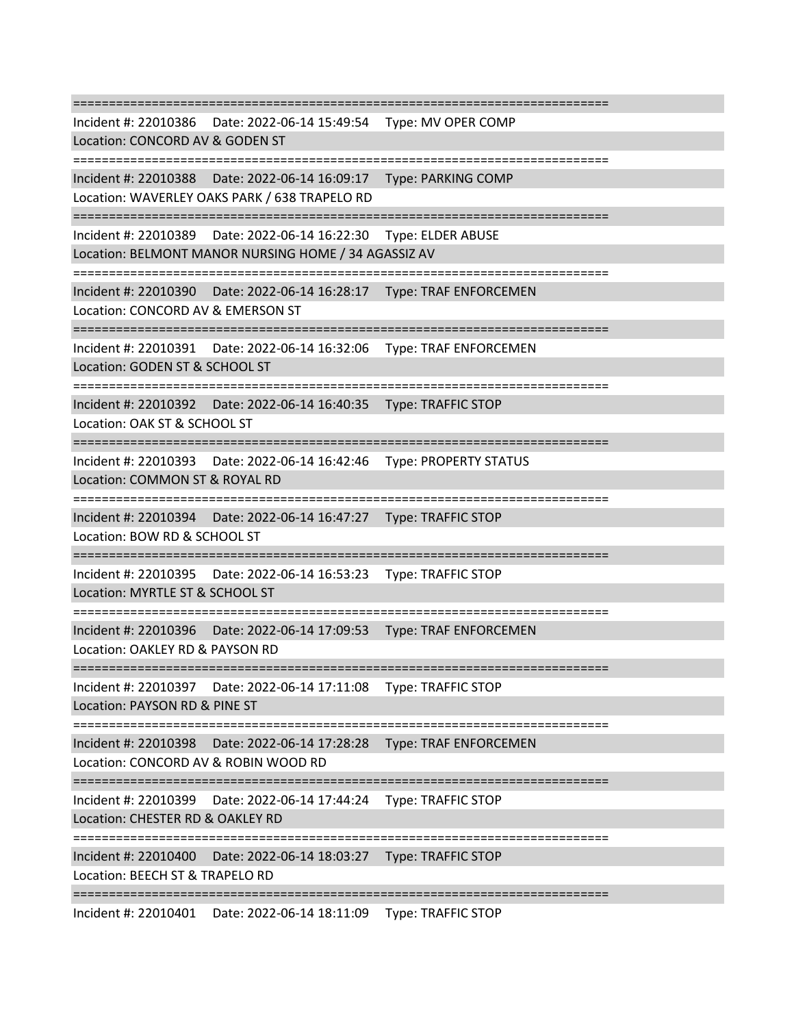===========================================================================

Incident #: 22010386    Date: 2022-06-14 15:49:54    Type: MV OPER COMP

Location: CONCORD AV & GODEN ST

===========================================================================

Incident #: 22010388    Date: 2022-06-14 16:09:17    Type: PARKING COMP

Location: WAVERLEY OAKS PARK / 638 TRAPELO RD

===========================================================================

Incident #: 22010389    Date: 2022-06-14 16:22:30    Type: ELDER ABUSE

Location: BELMONT MANOR NURSING HOME / 34 AGASSIZ AV

===========================================================================

Incident #: 22010390    Date: 2022-06-14 16:28:17    Type: TRAF ENFORCEMEN

Location: CONCORD AV & EMERSON ST

===========================================================================

Incident #: 22010391    Date: 2022-06-14 16:32:06    Type: TRAF ENFORCEMEN

Location: GODEN ST & SCHOOL ST

===========================================================================

Incident #: 22010392    Date: 2022-06-14 16:40:35    Type: TRAFFIC STOP

Location: OAK ST & SCHOOL ST

===========================================================================

Incident #: 22010393    Date: 2022-06-14 16:42:46    Type: PROPERTY STATUS

Location: COMMON ST & ROYAL RD

===========================================================================

Incident #: 22010394    Date: 2022-06-14 16:47:27    Type: TRAFFIC STOP

Location: BOW RD & SCHOOL ST

===========================================================================

Incident #: 22010395    Date: 2022-06-14 16:53:23    Type: TRAFFIC STOP

Location: MYRTLE ST & SCHOOL ST

===========================================================================

Incident #: 22010396    Date: 2022-06-14 17:09:53    Type: TRAF ENFORCEMEN

Location: OAKLEY RD & PAYSON RD

===========================================================================

Incident #: 22010397    Date: 2022-06-14 17:11:08    Type: TRAFFIC STOP

Location: PAYSON RD & PINE ST

===========================================================================

Incident #: 22010398    Date: 2022-06-14 17:28:28    Type: TRAF ENFORCEMEN

Location: CONCORD AV & ROBIN WOOD RD

===========================================================================

Incident #: 22010399    Date: 2022-06-14 17:44:24    Type: TRAFFIC STOP

Location: CHESTER RD & OAKLEY RD

===========================================================================

Incident #: 22010400    Date: 2022-06-14 18:03:27    Type: TRAFFIC STOP

Location: BEECH ST & TRAPELO RD

===========================================================================

Incident #: 22010401    Date: 2022-06-14 18:11:09    Type: TRAFFIC STOP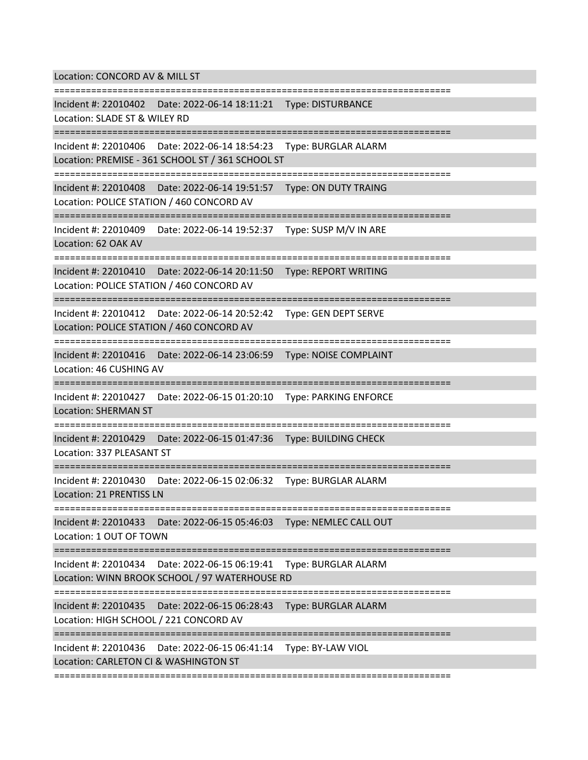Location: CONCORD AV & MILL ST

===========================================================================

Incident #: 22010402 Date: 2022-06-14 18:11:21 Type: DISTURBANCE

Location: SLADE ST & WILEY RD

===========================================================================

Incident #: 22010406 Date: 2022-06-14 18:54:23 Type: BURGLAR ALARM

Location: PREMISE - 361 SCHOOL ST / 361 SCHOOL ST

===========================================================================

Incident #: 22010408 Date: 2022-06-14 19:51:57 Type: ON DUTY TRAING

Location: POLICE STATION / 460 CONCORD AV

===========================================================================

Incident #: 22010409 Date: 2022-06-14 19:52:37 Type: SUSP M/V IN ARE

Location: 62 OAK AV

===========================================================================

Incident #: 22010410 Date: 2022-06-14 20:11:50 Type: REPORT WRITING

Location: POLICE STATION / 460 CONCORD AV

===========================================================================

Incident #: 22010412 Date: 2022-06-14 20:52:42 Type: GEN DEPT SERVE

Location: POLICE STATION / 460 CONCORD AV

===========================================================================

Incident #: 22010416 Date: 2022-06-14 23:06:59 Type: NOISE COMPLAINT

Location: 46 CUSHING AV

===========================================================================

Incident #: 22010427 Date: 2022-06-15 01:20:10 Type: PARKING ENFORCE

Location: SHERMAN ST

===========================================================================

Incident #: 22010429 Date: 2022-06-15 01:47:36 Type: BUILDING CHECK

Location: 337 PLEASANT ST

===========================================================================

Incident #: 22010430 Date: 2022-06-15 02:06:32 Type: BURGLAR ALARM

Location: 21 PRENTISS LN

===========================================================================

Incident #: 22010433 Date: 2022-06-15 05:46:03 Type: NEMLEC CALL OUT

Location: 1 OUT OF TOWN

===========================================================================

Incident #: 22010434 Date: 2022-06-15 06:19:41 Type: BURGLAR ALARM

Location: WINN BROOK SCHOOL / 97 WATERHOUSE RD

===========================================================================

Incident #: 22010435 Date: 2022-06-15 06:28:43 Type: BURGLAR ALARM

Location: HIGH SCHOOL / 221 CONCORD AV

===========================================================================

Incident #: 22010436 Date: 2022-06-15 06:41:14 Type: BY-LAW VIOL

Location: CARLETON CI & WASHINGTON ST

===========================================================================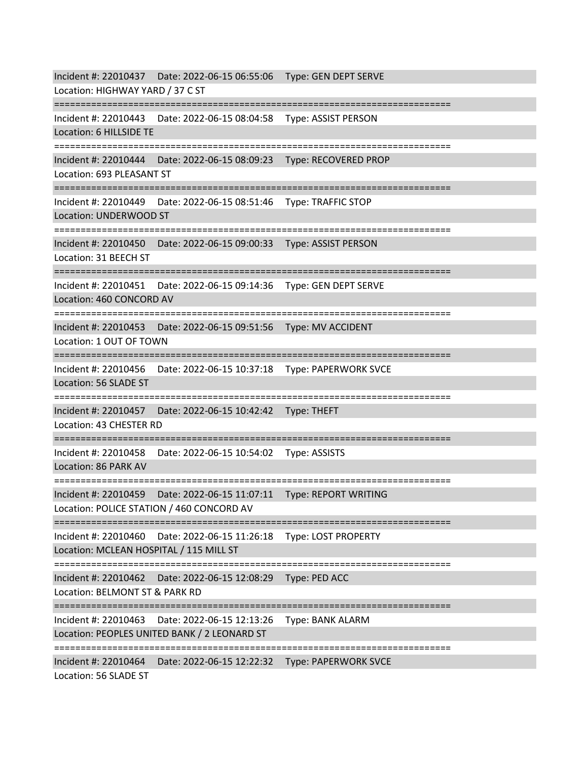Incident #: 22010437 Date: 2022-06-15 06:55:06 Type: GEN DEPT SERVE
Location: HIGHWAY YARD / 37 C ST

===========================================================================

Incident #: 22010443 Date: 2022-06-15 08:04:58 Type: ASSIST PERSON
Location: 6 HILLSIDE TE

===========================================================================

Incident #: 22010444 Date: 2022-06-15 08:09:23 Type: RECOVERED PROP
Location: 693 PLEASANT ST

===========================================================================

Incident #: 22010449 Date: 2022-06-15 08:51:46 Type: TRAFFIC STOP
Location: UNDERWOOD ST

===========================================================================

Incident #: 22010450 Date: 2022-06-15 09:00:33 Type: ASSIST PERSON
Location: 31 BEECH ST

===========================================================================

Incident #: 22010451 Date: 2022-06-15 09:14:36 Type: GEN DEPT SERVE
Location: 460 CONCORD AV

===========================================================================

Incident #: 22010453 Date: 2022-06-15 09:51:56 Type: MV ACCIDENT
Location: 1 OUT OF TOWN

===========================================================================

Incident #: 22010456 Date: 2022-06-15 10:37:18 Type: PAPERWORK SVCE
Location: 56 SLADE ST

===========================================================================

Incident #: 22010457 Date: 2022-06-15 10:42:42 Type: THEFT
Location: 43 CHESTER RD

===========================================================================

Incident #: 22010458 Date: 2022-06-15 10:54:02 Type: ASSISTS
Location: 86 PARK AV

===========================================================================

Incident #: 22010459 Date: 2022-06-15 11:07:11 Type: REPORT WRITING
Location: POLICE STATION / 460 CONCORD AV

===========================================================================

Incident #: 22010460 Date: 2022-06-15 11:26:18 Type: LOST PROPERTY
Location: MCLEAN HOSPITAL / 115 MILL ST

===========================================================================

Incident #: 22010462 Date: 2022-06-15 12:08:29 Type: PED ACC
Location: BELMONT ST & PARK RD

===========================================================================

Incident #: 22010463 Date: 2022-06-15 12:13:26 Type: BANK ALARM
Location: PEOPLES UNITED BANK / 2 LEONARD ST

===========================================================================

Incident #: 22010464 Date: 2022-06-15 12:22:32 Type: PAPERWORK SVCE
Location: 56 SLADE ST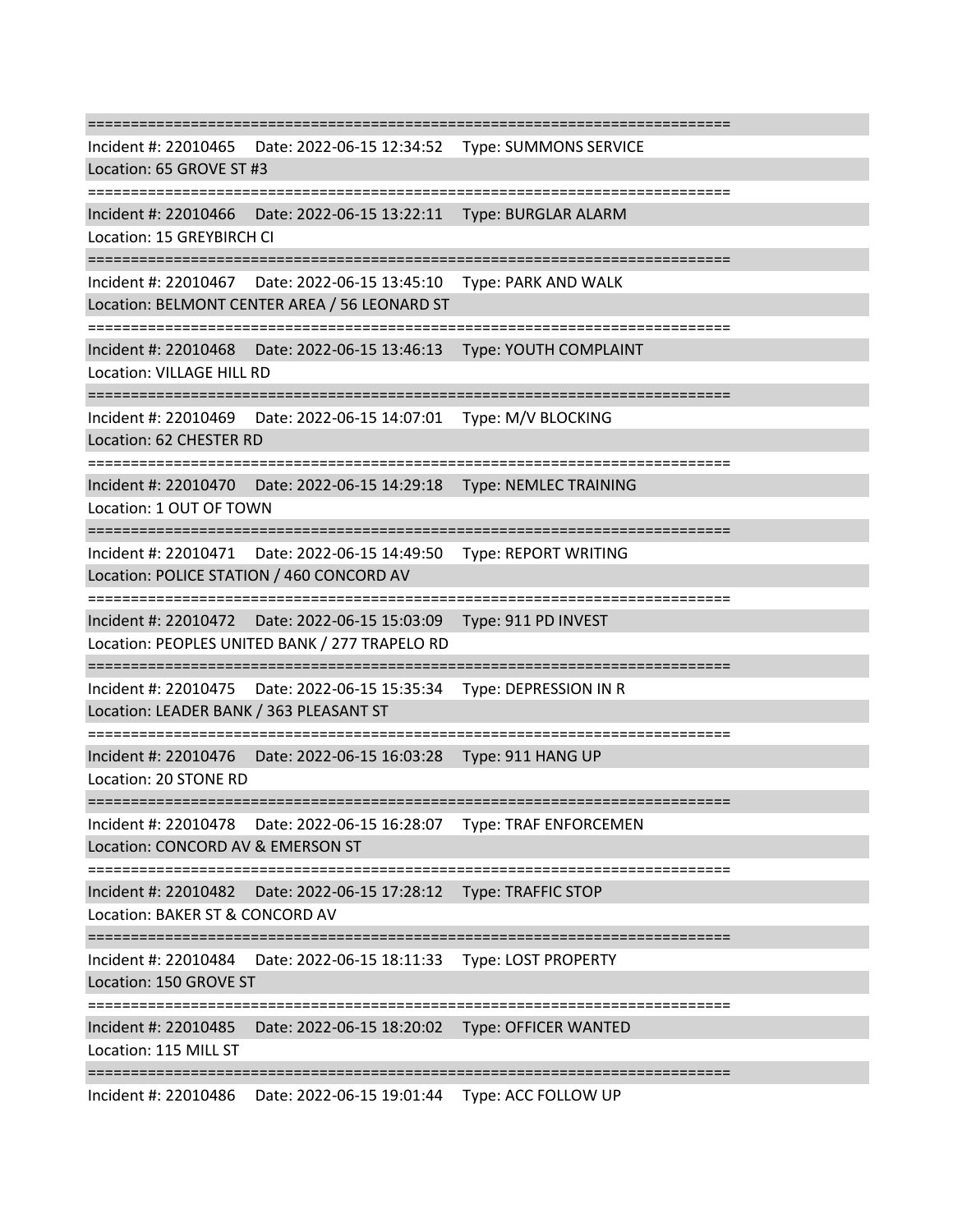===========================================================================

Incident #: 22010465 Date: 2022-06-15 12:34:52 Type: SUMMONS SERVICE
Location: 65 GROVE ST #3

===========================================================================

Incident #: 22010466 Date: 2022-06-15 13:22:11 Type: BURGLAR ALARM
Location: 15 GREYBIRCH CI

===========================================================================

Incident #: 22010467 Date: 2022-06-15 13:45:10 Type: PARK AND WALK
Location: BELMONT CENTER AREA / 56 LEONARD ST

===========================================================================

Incident #: 22010468 Date: 2022-06-15 13:46:13 Type: YOUTH COMPLAINT
Location: VILLAGE HILL RD

===========================================================================

Incident #: 22010469 Date: 2022-06-15 14:07:01 Type: M/V BLOCKING
Location: 62 CHESTER RD

===========================================================================

Incident #: 22010470 Date: 2022-06-15 14:29:18 Type: NEMLEC TRAINING
Location: 1 OUT OF TOWN

===========================================================================

Incident #: 22010471 Date: 2022-06-15 14:49:50 Type: REPORT WRITING
Location: POLICE STATION / 460 CONCORD AV

===========================================================================

Incident #: 22010472 Date: 2022-06-15 15:03:09 Type: 911 PD INVEST
Location: PEOPLES UNITED BANK / 277 TRAPELO RD

===========================================================================

Incident #: 22010475 Date: 2022-06-15 15:35:34 Type: DEPRESSION IN R
Location: LEADER BANK / 363 PLEASANT ST

===========================================================================

Incident #: 22010476 Date: 2022-06-15 16:03:28 Type: 911 HANG UP
Location: 20 STONE RD

===========================================================================

Incident #: 22010478 Date: 2022-06-15 16:28:07 Type: TRAF ENFORCEMEN
Location: CONCORD AV & EMERSON ST

===========================================================================

Incident #: 22010482 Date: 2022-06-15 17:28:12 Type: TRAFFIC STOP
Location: BAKER ST & CONCORD AV

===========================================================================

Incident #: 22010484 Date: 2022-06-15 18:11:33 Type: LOST PROPERTY
Location: 150 GROVE ST

===========================================================================

Incident #: 22010485 Date: 2022-06-15 18:20:02 Type: OFFICER WANTED
Location: 115 MILL ST

===========================================================================

Incident #: 22010486 Date: 2022-06-15 19:01:44 Type: ACC FOLLOW UP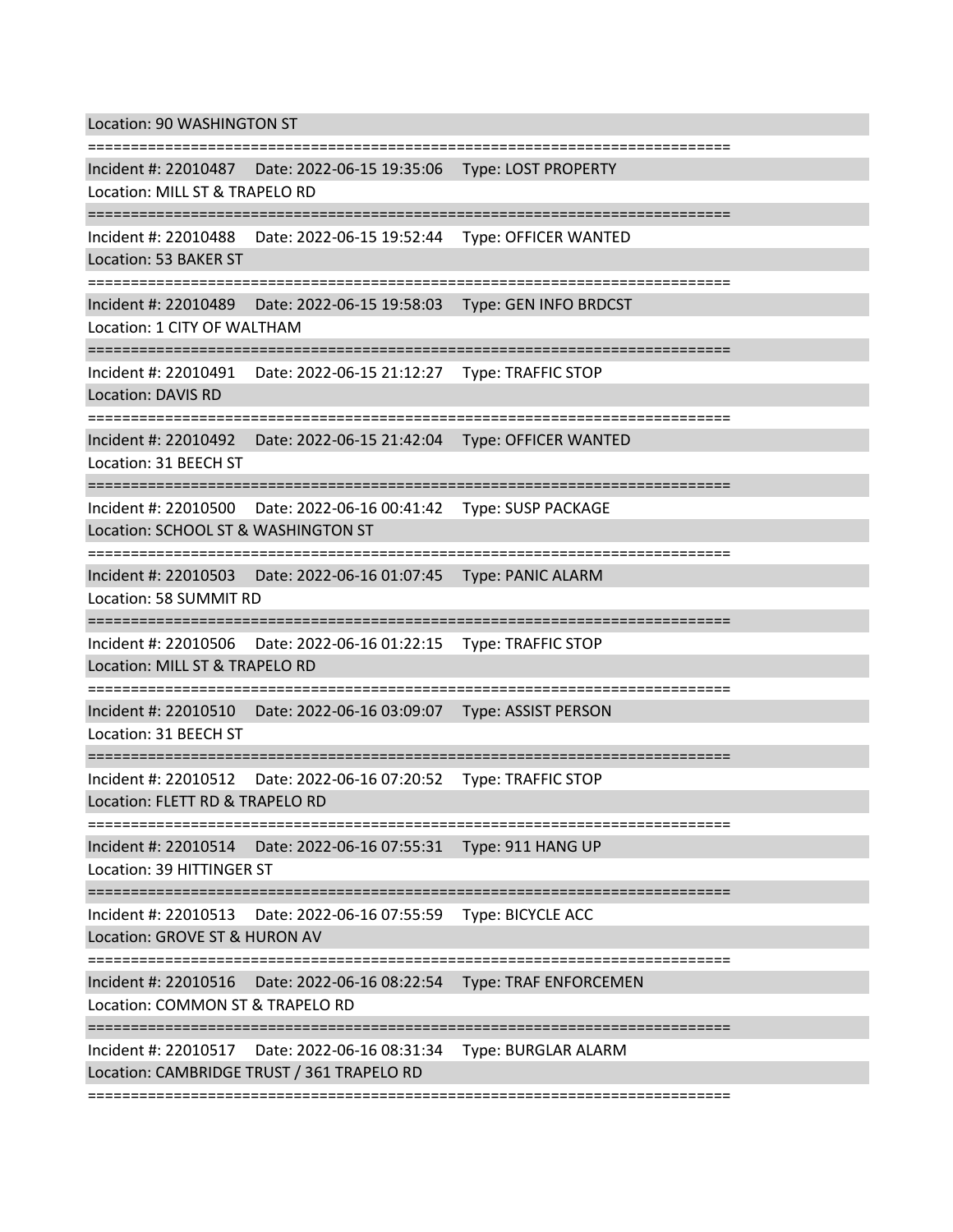Location: 90 WASHINGTON ST

===========================================================================

Incident #: 22010487 Date: 2022-06-15 19:35:06 Type: LOST PROPERTY
Location: MILL ST & TRAPELO RD

===========================================================================

Incident #: 22010488 Date: 2022-06-15 19:52:44 Type: OFFICER WANTED
Location: 53 BAKER ST

===========================================================================

Incident #: 22010489 Date: 2022-06-15 19:58:03 Type: GEN INFO BRDCST
Location: 1 CITY OF WALTHAM

===========================================================================

Incident #: 22010491 Date: 2022-06-15 21:12:27 Type: TRAFFIC STOP
Location: DAVIS RD

===========================================================================

Incident #: 22010492 Date: 2022-06-15 21:42:04 Type: OFFICER WANTED
Location: 31 BEECH ST

===========================================================================

Incident #: 22010500 Date: 2022-06-16 00:41:42 Type: SUSP PACKAGE
Location: SCHOOL ST & WASHINGTON ST

===========================================================================

Incident #: 22010503 Date: 2022-06-16 01:07:45 Type: PANIC ALARM
Location: 58 SUMMIT RD

===========================================================================

Incident #: 22010506 Date: 2022-06-16 01:22:15 Type: TRAFFIC STOP
Location: MILL ST & TRAPELO RD

===========================================================================

Incident #: 22010510 Date: 2022-06-16 03:09:07 Type: ASSIST PERSON
Location: 31 BEECH ST

===========================================================================

Incident #: 22010512 Date: 2022-06-16 07:20:52 Type: TRAFFIC STOP
Location: FLETT RD & TRAPELO RD

===========================================================================

Incident #: 22010514 Date: 2022-06-16 07:55:31 Type: 911 HANG UP
Location: 39 HITTINGER ST

===========================================================================

Incident #: 22010513 Date: 2022-06-16 07:55:59 Type: BICYCLE ACC
Location: GROVE ST & HURON AV

===========================================================================

Incident #: 22010516 Date: 2022-06-16 08:22:54 Type: TRAF ENFORCEMEN
Location: COMMON ST & TRAPELO RD

===========================================================================

Incident #: 22010517 Date: 2022-06-16 08:31:34 Type: BURGLAR ALARM
Location: CAMBRIDGE TRUST / 361 TRAPELO RD

===========================================================================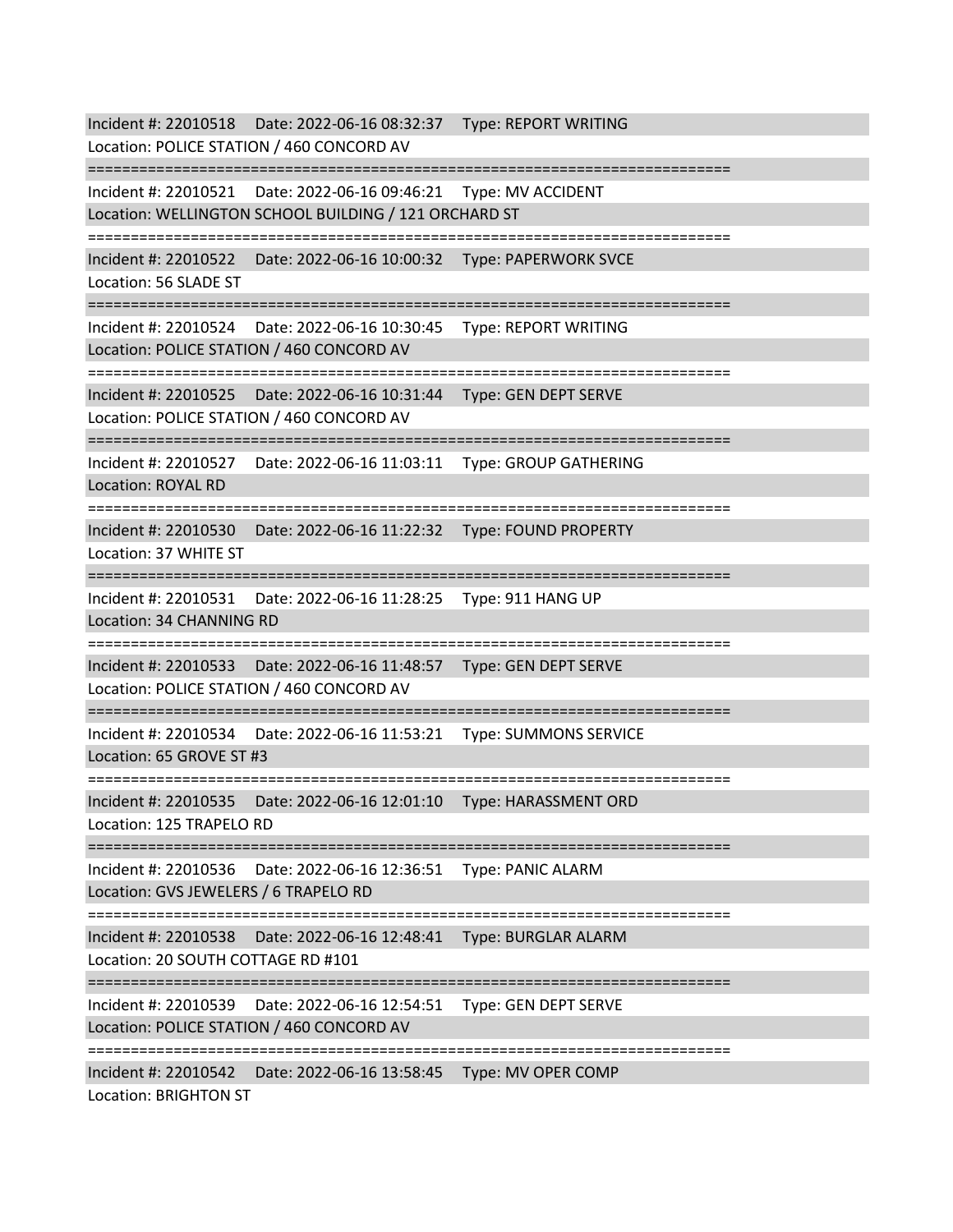Incident #: 22010518    Date: 2022-06-16 08:32:37    Type: REPORT WRITING
Location: POLICE STATION / 460 CONCORD AV

===========================================================================

Incident #: 22010521    Date: 2022-06-16 09:46:21    Type: MV ACCIDENT
Location: WELLINGTON SCHOOL BUILDING / 121 ORCHARD ST

===========================================================================

Incident #: 22010522    Date: 2022-06-16 10:00:32    Type: PAPERWORK SVCE
Location: 56 SLADE ST

===========================================================================

Incident #: 22010524    Date: 2022-06-16 10:30:45    Type: REPORT WRITING
Location: POLICE STATION / 460 CONCORD AV

===========================================================================

Incident #: 22010525    Date: 2022-06-16 10:31:44    Type: GEN DEPT SERVE
Location: POLICE STATION / 460 CONCORD AV

===========================================================================

Incident #: 22010527    Date: 2022-06-16 11:03:11    Type: GROUP GATHERING
Location: ROYAL RD

===========================================================================

Incident #: 22010530    Date: 2022-06-16 11:22:32    Type: FOUND PROPERTY
Location: 37 WHITE ST

===========================================================================

Incident #: 22010531    Date: 2022-06-16 11:28:25    Type: 911 HANG UP
Location: 34 CHANNING RD

===========================================================================

Incident #: 22010533    Date: 2022-06-16 11:48:57    Type: GEN DEPT SERVE
Location: POLICE STATION / 460 CONCORD AV

===========================================================================

Incident #: 22010534    Date: 2022-06-16 11:53:21    Type: SUMMONS SERVICE
Location: 65 GROVE ST #3

===========================================================================

Incident #: 22010535    Date: 2022-06-16 12:01:10    Type: HARASSMENT ORD
Location: 125 TRAPELO RD

===========================================================================

Incident #: 22010536    Date: 2022-06-16 12:36:51    Type: PANIC ALARM
Location: GVS JEWELERS / 6 TRAPELO RD

===========================================================================

Incident #: 22010538    Date: 2022-06-16 12:48:41    Type: BURGLAR ALARM
Location: 20 SOUTH COTTAGE RD #101

===========================================================================

Incident #: 22010539    Date: 2022-06-16 12:54:51    Type: GEN DEPT SERVE
Location: POLICE STATION / 460 CONCORD AV

===========================================================================

Incident #: 22010542    Date: 2022-06-16 13:58:45    Type: MV OPER COMP
Location: BRIGHTON ST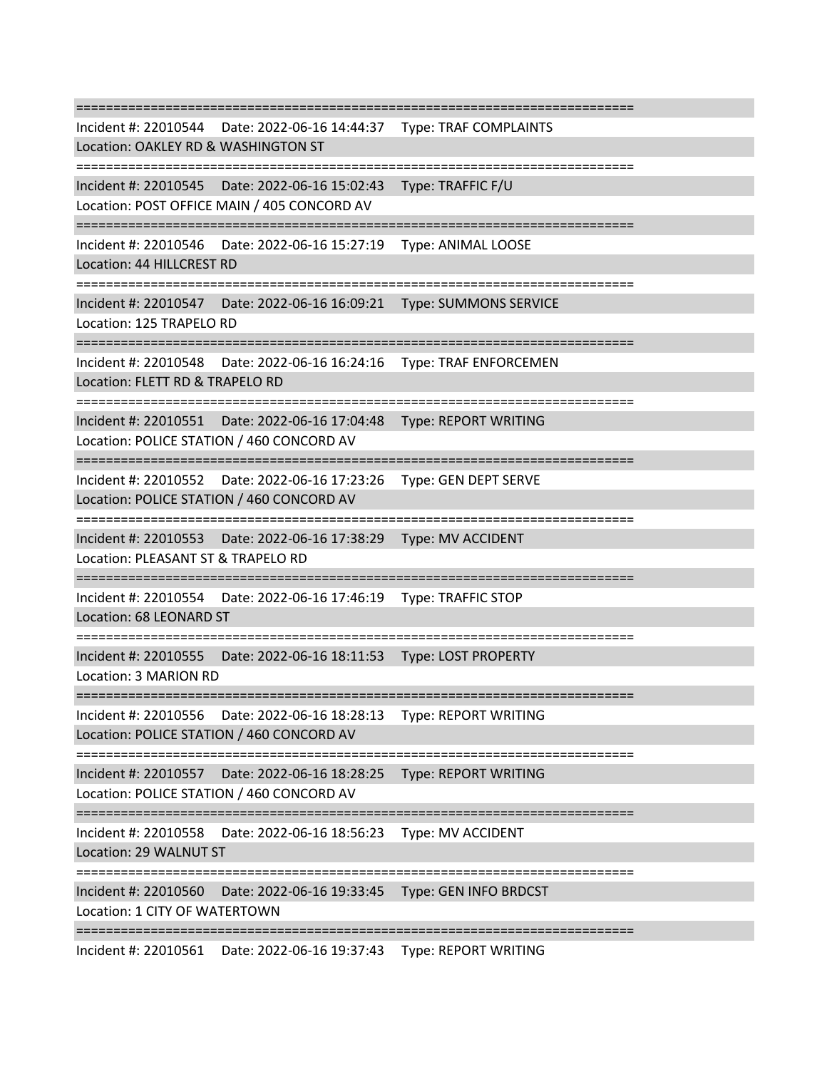===========================================================================

Incident #: 22010544    Date: 2022-06-16 14:44:37    Type: TRAF COMPLAINTS
Location: OAKLEY RD & WASHINGTON ST

===========================================================================

Incident #: 22010545    Date: 2022-06-16 15:02:43    Type: TRAFFIC F/U
Location: POST OFFICE MAIN / 405 CONCORD AV

===========================================================================

Incident #: 22010546    Date: 2022-06-16 15:27:19    Type: ANIMAL LOOSE
Location: 44 HILLCREST RD

===========================================================================

Incident #: 22010547    Date: 2022-06-16 16:09:21    Type: SUMMONS SERVICE
Location: 125 TRAPELO RD

===========================================================================

Incident #: 22010548    Date: 2022-06-16 16:24:16    Type: TRAF ENFORCEMEN
Location: FLETT RD & TRAPELO RD

===========================================================================

Incident #: 22010551    Date: 2022-06-16 17:04:48    Type: REPORT WRITING
Location: POLICE STATION / 460 CONCORD AV

===========================================================================

Incident #: 22010552    Date: 2022-06-16 17:23:26    Type: GEN DEPT SERVE
Location: POLICE STATION / 460 CONCORD AV

===========================================================================

Incident #: 22010553    Date: 2022-06-16 17:38:29    Type: MV ACCIDENT
Location: PLEASANT ST & TRAPELO RD

===========================================================================

Incident #: 22010554    Date: 2022-06-16 17:46:19    Type: TRAFFIC STOP
Location: 68 LEONARD ST

===========================================================================

Incident #: 22010555    Date: 2022-06-16 18:11:53    Type: LOST PROPERTY
Location: 3 MARION RD

===========================================================================

Incident #: 22010556    Date: 2022-06-16 18:28:13    Type: REPORT WRITING
Location: POLICE STATION / 460 CONCORD AV

===========================================================================

Incident #: 22010557    Date: 2022-06-16 18:28:25    Type: REPORT WRITING
Location: POLICE STATION / 460 CONCORD AV

===========================================================================

Incident #: 22010558    Date: 2022-06-16 18:56:23    Type: MV ACCIDENT
Location: 29 WALNUT ST

===========================================================================

Incident #: 22010560    Date: 2022-06-16 19:33:45    Type: GEN INFO BRDCST
Location: 1 CITY OF WATERTOWN

===========================================================================

Incident #: 22010561    Date: 2022-06-16 19:37:43    Type: REPORT WRITING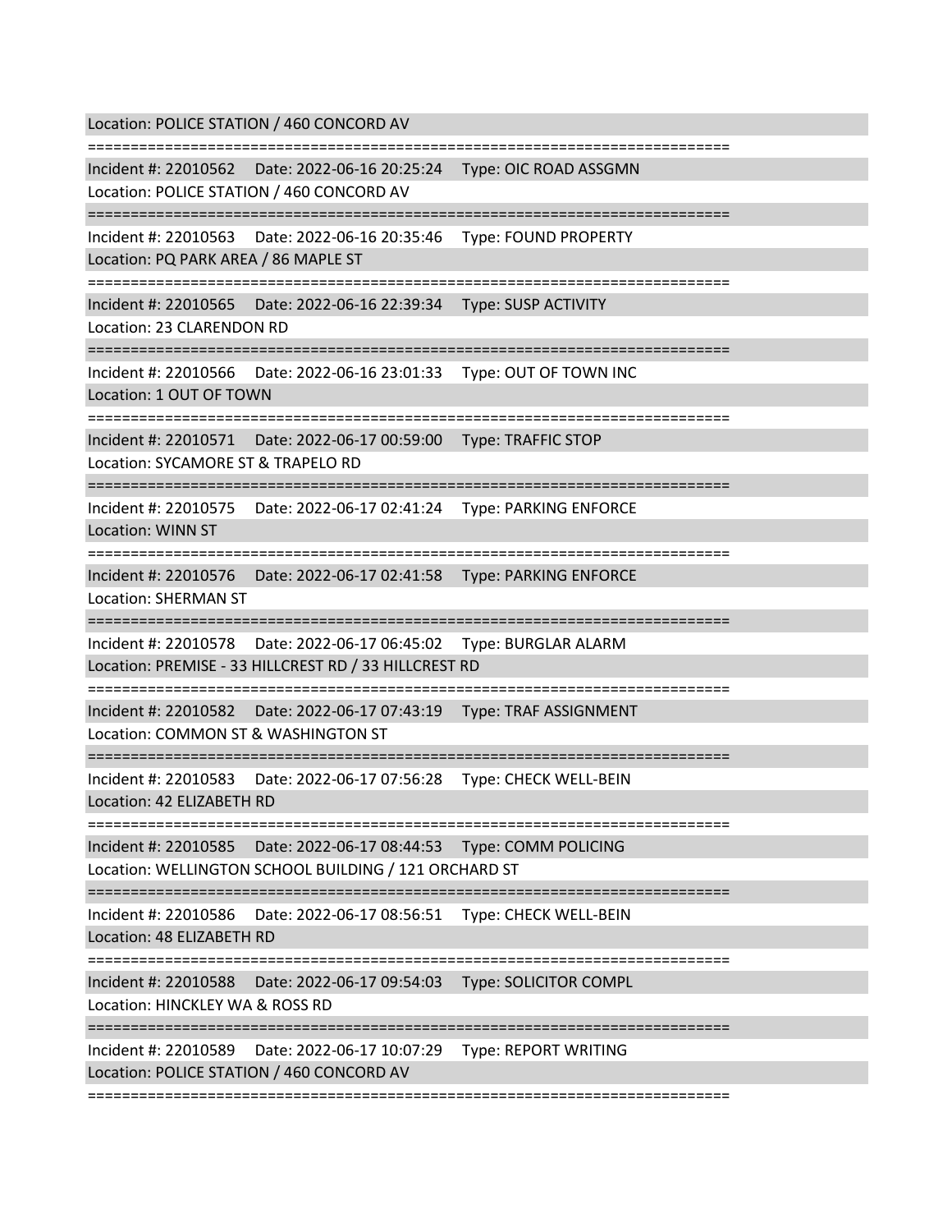Location: POLICE STATION / 460 CONCORD AV

===========================================================================

Incident #: 22010562 Date: 2022-06-16 20:25:24 Type: OIC ROAD ASSGMN

Location: POLICE STATION / 460 CONCORD AV

===========================================================================

Incident #: 22010563 Date: 2022-06-16 20:35:46 Type: FOUND PROPERTY

Location: PQ PARK AREA / 86 MAPLE ST

===========================================================================

Incident #: 22010565 Date: 2022-06-16 22:39:34 Type: SUSP ACTIVITY

Location: 23 CLARENDON RD

===========================================================================

Incident #: 22010566 Date: 2022-06-16 23:01:33 Type: OUT OF TOWN INC

Location: 1 OUT OF TOWN

===========================================================================

Incident #: 22010571 Date: 2022-06-17 00:59:00 Type: TRAFFIC STOP

Location: SYCAMORE ST & TRAPELO RD

===========================================================================

Incident #: 22010575 Date: 2022-06-17 02:41:24 Type: PARKING ENFORCE

Location: WINN ST

===========================================================================

Incident #: 22010576 Date: 2022-06-17 02:41:58 Type: PARKING ENFORCE

Location: SHERMAN ST

===========================================================================

Incident #: 22010578 Date: 2022-06-17 06:45:02 Type: BURGLAR ALARM

Location: PREMISE - 33 HILLCREST RD / 33 HILLCREST RD

===========================================================================

Incident #: 22010582 Date: 2022-06-17 07:43:19 Type: TRAF ASSIGNMENT

Location: COMMON ST & WASHINGTON ST

===========================================================================

Incident #: 22010583 Date: 2022-06-17 07:56:28 Type: CHECK WELL-BEIN

Location: 42 ELIZABETH RD

===========================================================================

Incident #: 22010585 Date: 2022-06-17 08:44:53 Type: COMM POLICING

Location: WELLINGTON SCHOOL BUILDING / 121 ORCHARD ST

===========================================================================

Incident #: 22010586 Date: 2022-06-17 08:56:51 Type: CHECK WELL-BEIN

Location: 48 ELIZABETH RD

===========================================================================

Incident #: 22010588 Date: 2022-06-17 09:54:03 Type: SOLICITOR COMPL

Location: HINCKLEY WA & ROSS RD

===========================================================================

Incident #: 22010589 Date: 2022-06-17 10:07:29 Type: REPORT WRITING

Location: POLICE STATION / 460 CONCORD AV

===========================================================================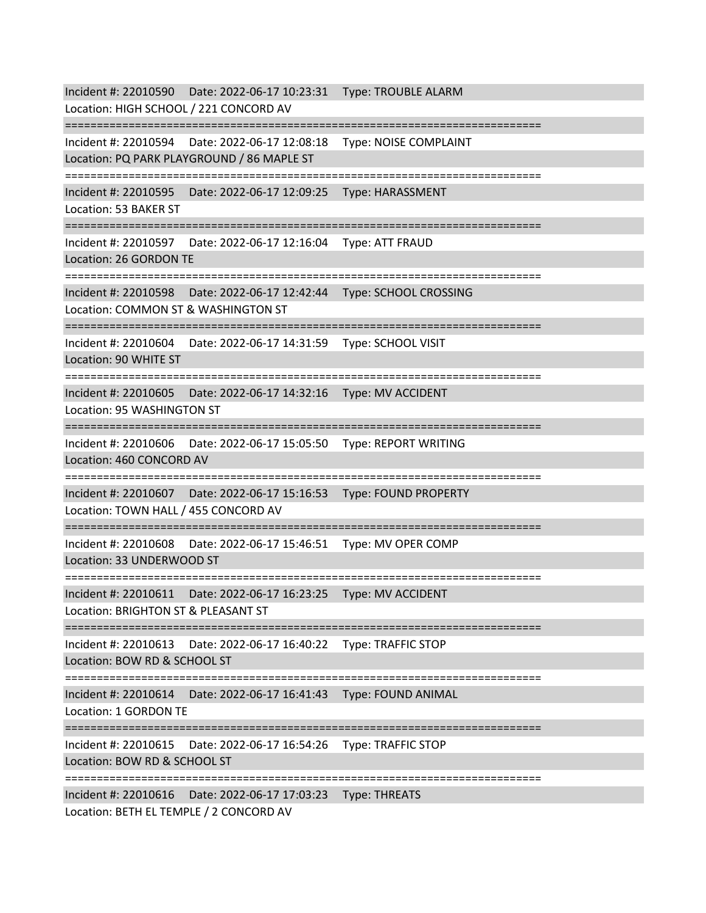Incident #: 22010590 Date: 2022-06-17 10:23:31 Type: TROUBLE ALARM
Location: HIGH SCHOOL / 221 CONCORD AV

===========================================================================

Incident #: 22010594 Date: 2022-06-17 12:08:18 Type: NOISE COMPLAINT
Location: PQ PARK PLAYGROUND / 86 MAPLE ST

===========================================================================

Incident #: 22010595 Date: 2022-06-17 12:09:25 Type: HARASSMENT
Location: 53 BAKER ST

===========================================================================

Incident #: 22010597 Date: 2022-06-17 12:16:04 Type: ATT FRAUD
Location: 26 GORDON TE

===========================================================================

Incident #: 22010598 Date: 2022-06-17 12:42:44 Type: SCHOOL CROSSING
Location: COMMON ST & WASHINGTON ST

===========================================================================

Incident #: 22010604 Date: 2022-06-17 14:31:59 Type: SCHOOL VISIT
Location: 90 WHITE ST

===========================================================================

Incident #: 22010605 Date: 2022-06-17 14:32:16 Type: MV ACCIDENT
Location: 95 WASHINGTON ST

===========================================================================

Incident #: 22010606 Date: 2022-06-17 15:05:50 Type: REPORT WRITING
Location: 460 CONCORD AV

===========================================================================

Incident #: 22010607 Date: 2022-06-17 15:16:53 Type: FOUND PROPERTY
Location: TOWN HALL / 455 CONCORD AV

===========================================================================

Incident #: 22010608 Date: 2022-06-17 15:46:51 Type: MV OPER COMP
Location: 33 UNDERWOOD ST

===========================================================================

Incident #: 22010611 Date: 2022-06-17 16:23:25 Type: MV ACCIDENT
Location: BRIGHTON ST & PLEASANT ST

===========================================================================

Incident #: 22010613 Date: 2022-06-17 16:40:22 Type: TRAFFIC STOP
Location: BOW RD & SCHOOL ST

===========================================================================

Incident #: 22010614 Date: 2022-06-17 16:41:43 Type: FOUND ANIMAL
Location: 1 GORDON TE

===========================================================================

Incident #: 22010615 Date: 2022-06-17 16:54:26 Type: TRAFFIC STOP
Location: BOW RD & SCHOOL ST

===========================================================================

Incident #: 22010616 Date: 2022-06-17 17:03:23 Type: THREATS
Location: BETH EL TEMPLE / 2 CONCORD AV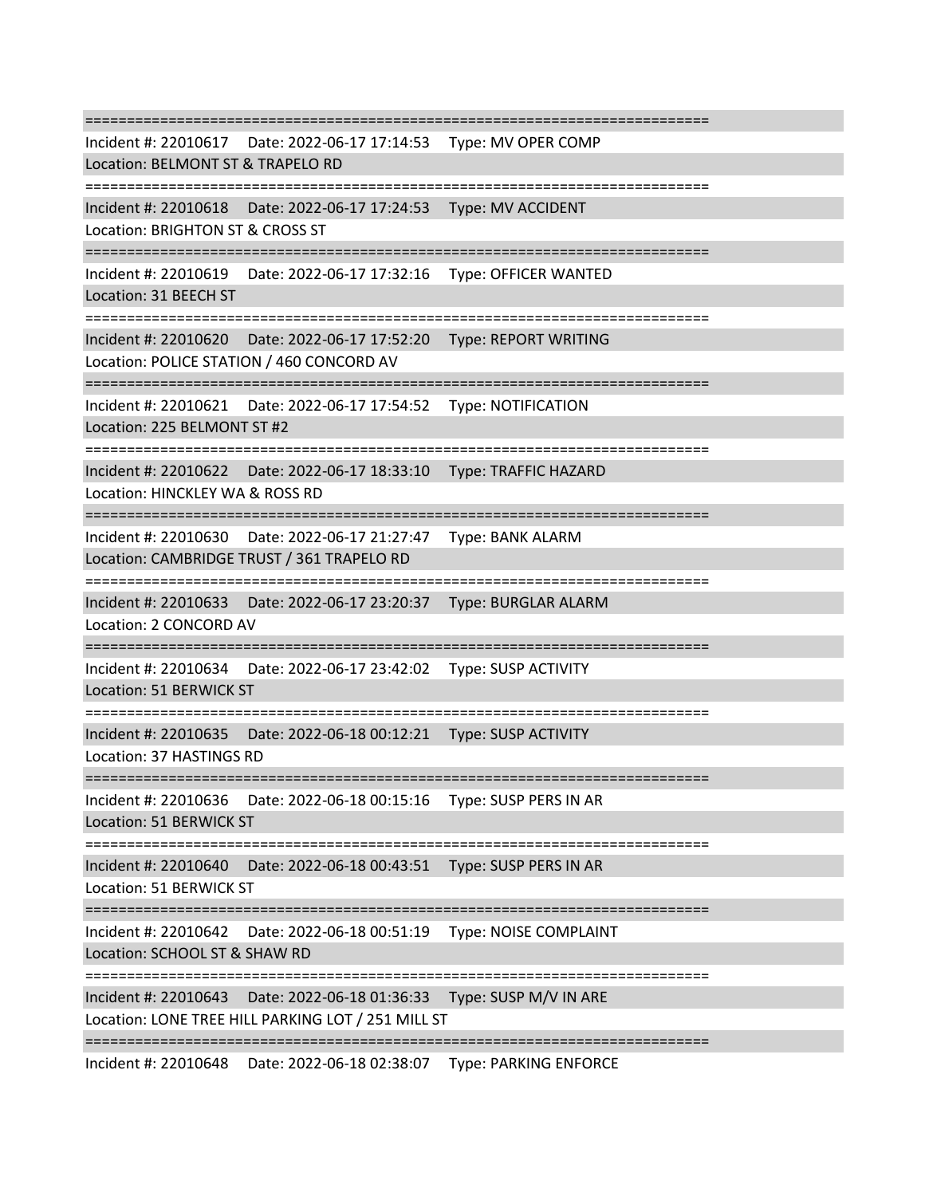===========================================================================

Incident #: 22010617 Date: 2022-06-17 17:14:53 Type: MV OPER COMP
Location: BELMONT ST & TRAPELO RD

===========================================================================

Incident #: 22010618 Date: 2022-06-17 17:24:53 Type: MV ACCIDENT
Location: BRIGHTON ST & CROSS ST

===========================================================================

Incident #: 22010619 Date: 2022-06-17 17:32:16 Type: OFFICER WANTED
Location: 31 BEECH ST

===========================================================================

Incident #: 22010620 Date: 2022-06-17 17:52:20 Type: REPORT WRITING
Location: POLICE STATION / 460 CONCORD AV

===========================================================================

Incident #: 22010621 Date: 2022-06-17 17:54:52 Type: NOTIFICATION
Location: 225 BELMONT ST #2

===========================================================================

Incident #: 22010622 Date: 2022-06-17 18:33:10 Type: TRAFFIC HAZARD
Location: HINCKLEY WA & ROSS RD

===========================================================================

Incident #: 22010630 Date: 2022-06-17 21:27:47 Type: BANK ALARM
Location: CAMBRIDGE TRUST / 361 TRAPELO RD

===========================================================================

Incident #: 22010633 Date: 2022-06-17 23:20:37 Type: BURGLAR ALARM
Location: 2 CONCORD AV

===========================================================================

Incident #: 22010634 Date: 2022-06-17 23:42:02 Type: SUSP ACTIVITY
Location: 51 BERWICK ST

===========================================================================

Incident #: 22010635 Date: 2022-06-18 00:12:21 Type: SUSP ACTIVITY
Location: 37 HASTINGS RD

===========================================================================

Incident #: 22010636 Date: 2022-06-18 00:15:16 Type: SUSP PERS IN AR
Location: 51 BERWICK ST

===========================================================================

Incident #: 22010640 Date: 2022-06-18 00:43:51 Type: SUSP PERS IN AR
Location: 51 BERWICK ST

===========================================================================

Incident #: 22010642 Date: 2022-06-18 00:51:19 Type: NOISE COMPLAINT
Location: SCHOOL ST & SHAW RD

===========================================================================

Incident #: 22010643 Date: 2022-06-18 01:36:33 Type: SUSP M/V IN ARE
Location: LONE TREE HILL PARKING LOT / 251 MILL ST

===========================================================================

Incident #: 22010648 Date: 2022-06-18 02:38:07 Type: PARKING ENFORCE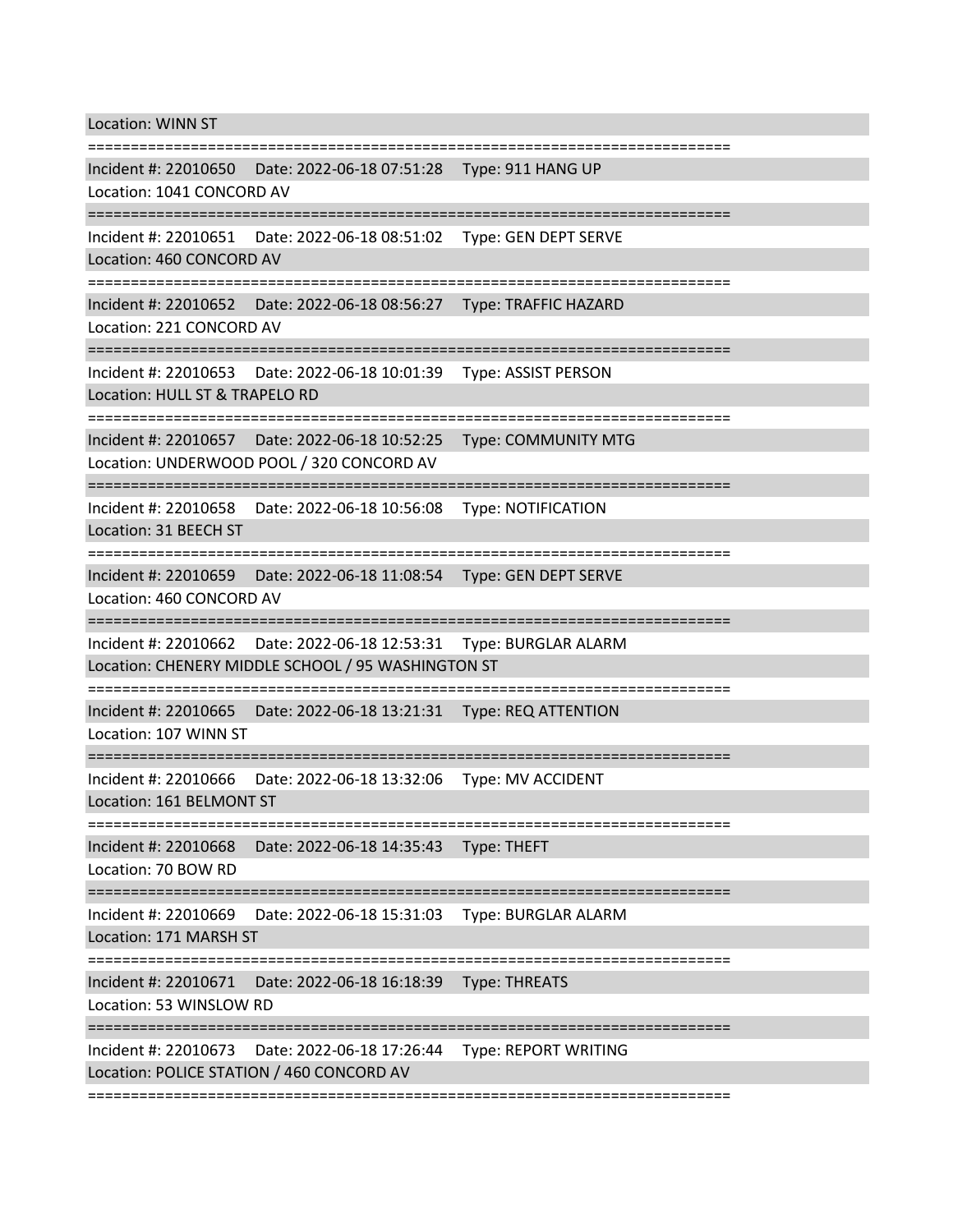Location: WINN ST

===========================================================================

Incident #: 22010650 Date: 2022-06-18 07:51:28 Type: 911 HANG UP
Location: 1041 CONCORD AV

===========================================================================

Incident #: 22010651 Date: 2022-06-18 08:51:02 Type: GEN DEPT SERVE
Location: 460 CONCORD AV

===========================================================================

Incident #: 22010652 Date: 2022-06-18 08:56:27 Type: TRAFFIC HAZARD
Location: 221 CONCORD AV

===========================================================================

Incident #: 22010653 Date: 2022-06-18 10:01:39 Type: ASSIST PERSON
Location: HULL ST & TRAPELO RD

===========================================================================

Incident #: 22010657 Date: 2022-06-18 10:52:25 Type: COMMUNITY MTG
Location: UNDERWOOD POOL / 320 CONCORD AV

===========================================================================

Incident #: 22010658 Date: 2022-06-18 10:56:08 Type: NOTIFICATION
Location: 31 BEECH ST

===========================================================================

Incident #: 22010659 Date: 2022-06-18 11:08:54 Type: GEN DEPT SERVE
Location: 460 CONCORD AV

===========================================================================

Incident #: 22010662 Date: 2022-06-18 12:53:31 Type: BURGLAR ALARM
Location: CHENERY MIDDLE SCHOOL / 95 WASHINGTON ST

===========================================================================

Incident #: 22010665 Date: 2022-06-18 13:21:31 Type: REQ ATTENTION
Location: 107 WINN ST

===========================================================================

Incident #: 22010666 Date: 2022-06-18 13:32:06 Type: MV ACCIDENT
Location: 161 BELMONT ST

===========================================================================

Incident #: 22010668 Date: 2022-06-18 14:35:43 Type: THEFT
Location: 70 BOW RD

===========================================================================

Incident #: 22010669 Date: 2022-06-18 15:31:03 Type: BURGLAR ALARM
Location: 171 MARSH ST

===========================================================================

Incident #: 22010671 Date: 2022-06-18 16:18:39 Type: THREATS
Location: 53 WINSLOW RD

===========================================================================

Incident #: 22010673 Date: 2022-06-18 17:26:44 Type: REPORT WRITING
Location: POLICE STATION / 460 CONCORD AV

===========================================================================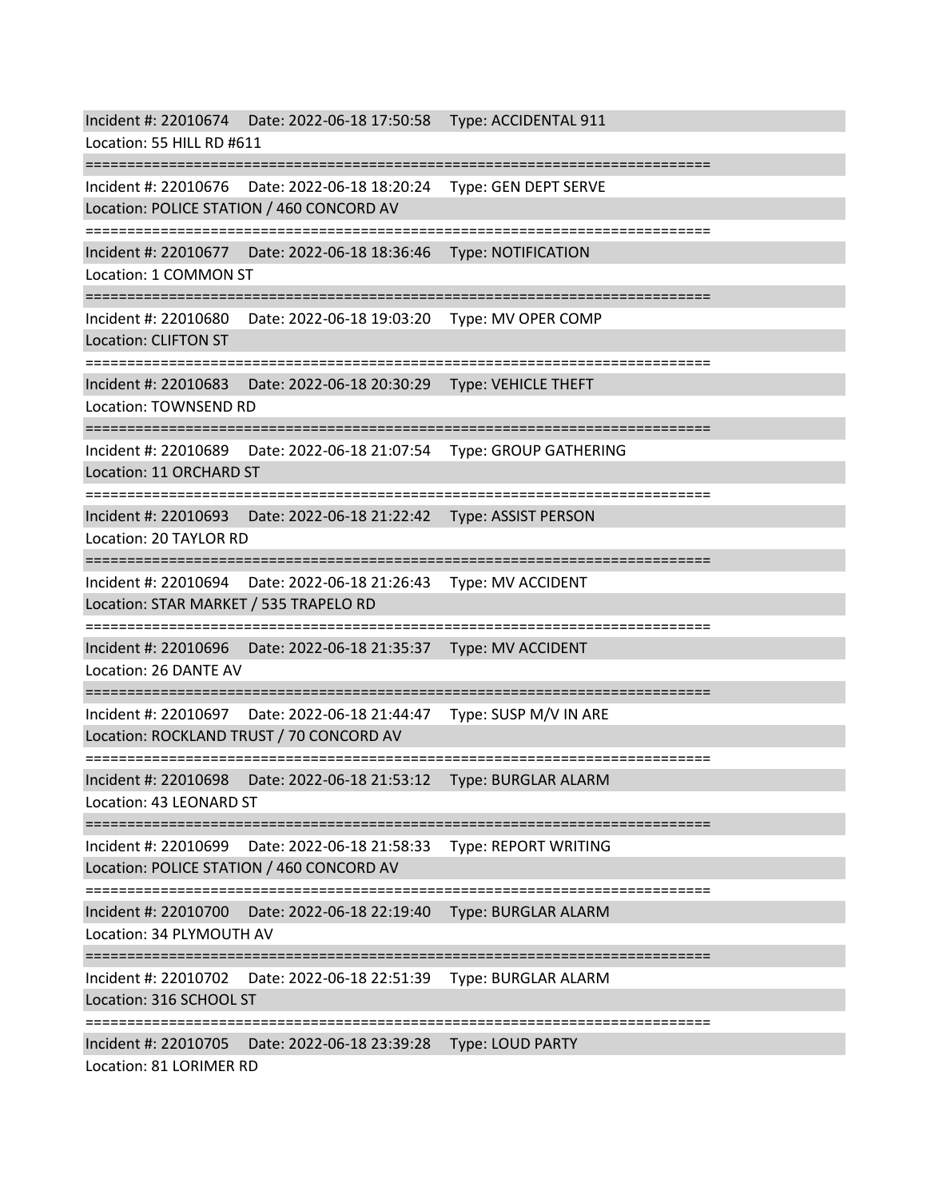Incident #: 22010674 Date: 2022-06-18 17:50:58 Type: ACCIDENTAL 911
Location: 55 HILL RD #611

===========================================================================

Incident #: 22010676 Date: 2022-06-18 18:20:24 Type: GEN DEPT SERVE
Location: POLICE STATION / 460 CONCORD AV

===========================================================================

Incident #: 22010677 Date: 2022-06-18 18:36:46 Type: NOTIFICATION
Location: 1 COMMON ST

===========================================================================

Incident #: 22010680 Date: 2022-06-18 19:03:20 Type: MV OPER COMP
Location: CLIFTON ST

===========================================================================

Incident #: 22010683 Date: 2022-06-18 20:30:29 Type: VEHICLE THEFT
Location: TOWNSEND RD

===========================================================================

Incident #: 22010689 Date: 2022-06-18 21:07:54 Type: GROUP GATHERING
Location: 11 ORCHARD ST

===========================================================================

Incident #: 22010693 Date: 2022-06-18 21:22:42 Type: ASSIST PERSON
Location: 20 TAYLOR RD

===========================================================================

Incident #: 22010694 Date: 2022-06-18 21:26:43 Type: MV ACCIDENT
Location: STAR MARKET / 535 TRAPELO RD

===========================================================================

Incident #: 22010696 Date: 2022-06-18 21:35:37 Type: MV ACCIDENT
Location: 26 DANTE AV

===========================================================================

Incident #: 22010697 Date: 2022-06-18 21:44:47 Type: SUSP M/V IN ARE
Location: ROCKLAND TRUST / 70 CONCORD AV

===========================================================================

Incident #: 22010698 Date: 2022-06-18 21:53:12 Type: BURGLAR ALARM
Location: 43 LEONARD ST

===========================================================================

Incident #: 22010699 Date: 2022-06-18 21:58:33 Type: REPORT WRITING
Location: POLICE STATION / 460 CONCORD AV

===========================================================================

Incident #: 22010700 Date: 2022-06-18 22:19:40 Type: BURGLAR ALARM
Location: 34 PLYMOUTH AV

===========================================================================

Incident #: 22010702 Date: 2022-06-18 22:51:39 Type: BURGLAR ALARM
Location: 316 SCHOOL ST

===========================================================================

Incident #: 22010705 Date: 2022-06-18 23:39:28 Type: LOUD PARTY
Location: 81 LORIMER RD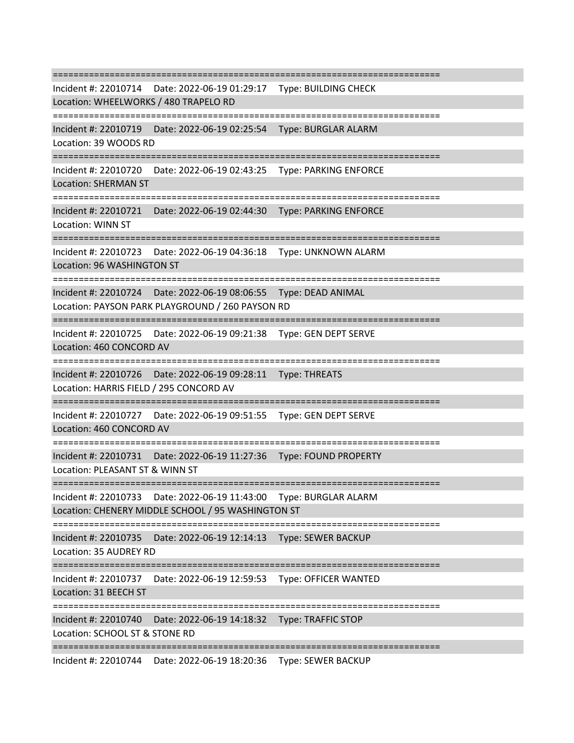===========================================================================

Incident #: 22010714 Date: 2022-06-19 01:29:17 Type: BUILDING CHECK

Location: WHEELWORKS / 480 TRAPELO RD

===========================================================================

Incident #: 22010719 Date: 2022-06-19 02:25:54 Type: BURGLAR ALARM

Location: 39 WOODS RD

===========================================================================

Incident #: 22010720 Date: 2022-06-19 02:43:25 Type: PARKING ENFORCE

Location: SHERMAN ST

===========================================================================

Incident #: 22010721 Date: 2022-06-19 02:44:30 Type: PARKING ENFORCE

Location: WINN ST

===========================================================================

Incident #: 22010723 Date: 2022-06-19 04:36:18 Type: UNKNOWN ALARM

Location: 96 WASHINGTON ST

===========================================================================

Incident #: 22010724 Date: 2022-06-19 08:06:55 Type: DEAD ANIMAL

Location: PAYSON PARK PLAYGROUND / 260 PAYSON RD

===========================================================================

Incident #: 22010725 Date: 2022-06-19 09:21:38 Type: GEN DEPT SERVE

Location: 460 CONCORD AV

===========================================================================

Incident #: 22010726 Date: 2022-06-19 09:28:11 Type: THREATS

Location: HARRIS FIELD / 295 CONCORD AV

===========================================================================

Incident #: 22010727 Date: 2022-06-19 09:51:55 Type: GEN DEPT SERVE

Location: 460 CONCORD AV

===========================================================================

Incident #: 22010731 Date: 2022-06-19 11:27:36 Type: FOUND PROPERTY

Location: PLEASANT ST & WINN ST

===========================================================================

Incident #: 22010733 Date: 2022-06-19 11:43:00 Type: BURGLAR ALARM

Location: CHENERY MIDDLE SCHOOL / 95 WASHINGTON ST

===========================================================================

Incident #: 22010735 Date: 2022-06-19 12:14:13 Type: SEWER BACKUP

Location: 35 AUDREY RD

===========================================================================

Incident #: 22010737 Date: 2022-06-19 12:59:53 Type: OFFICER WANTED

Location: 31 BEECH ST

===========================================================================

Incident #: 22010740 Date: 2022-06-19 14:18:32 Type: TRAFFIC STOP

Location: SCHOOL ST & STONE RD

===========================================================================

Incident #: 22010744 Date: 2022-06-19 18:20:36 Type: SEWER BACKUP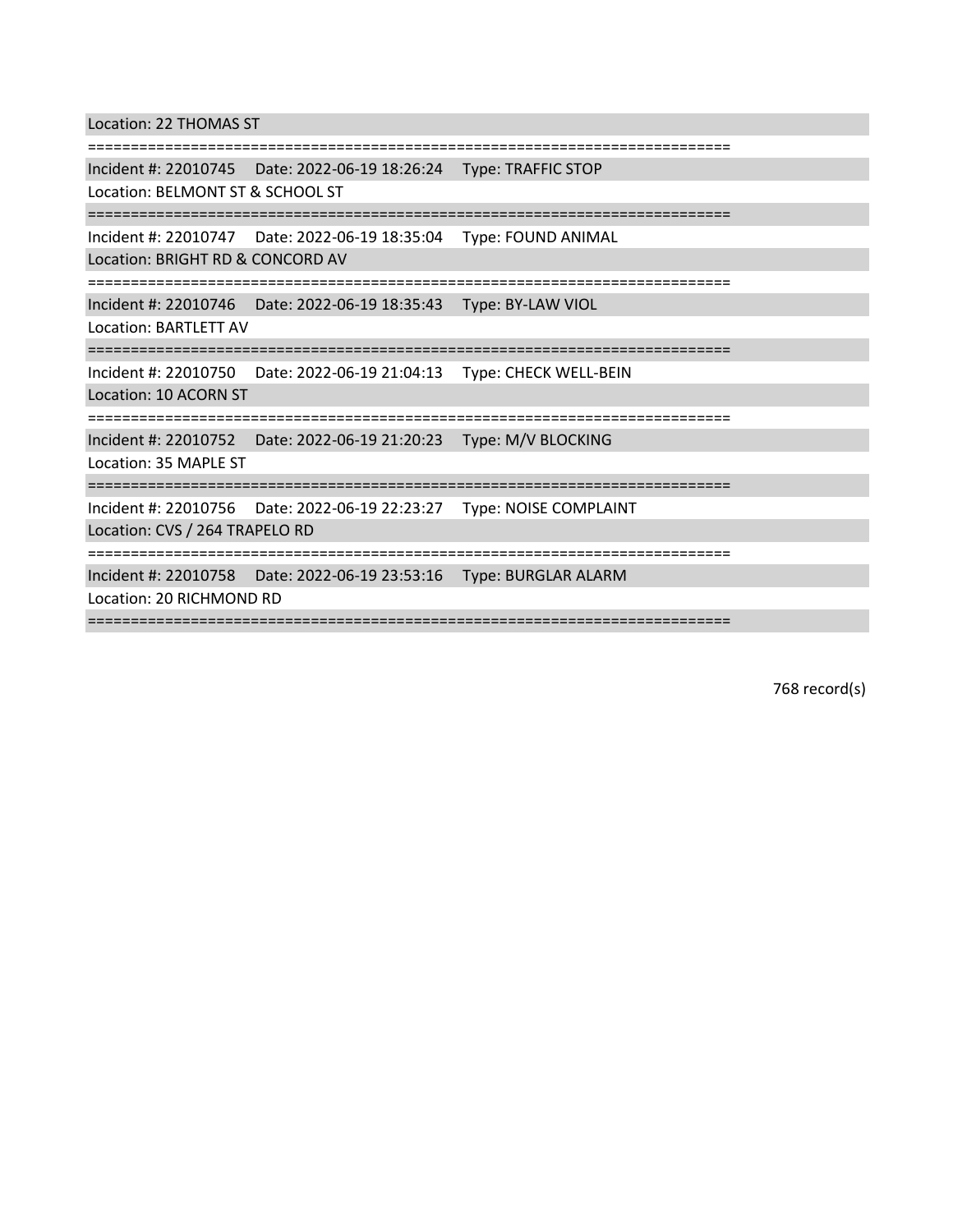Location: 22 THOMAS ST

===========================================================================

Incident #: 22010745 Date: 2022-06-19 18:26:24 Type: TRAFFIC STOP

Location: BELMONT ST & SCHOOL ST

===========================================================================

Incident #: 22010747 Date: 2022-06-19 18:35:04 Type: FOUND ANIMAL

Location: BRIGHT RD & CONCORD AV

===========================================================================

Incident #: 22010746 Date: 2022-06-19 18:35:43 Type: BY-LAW VIOL

Location: BARTLETT AV

===========================================================================

Incident #: 22010750 Date: 2022-06-19 21:04:13 Type: CHECK WELL-BEIN

Location: 10 ACORN ST

===========================================================================

Incident #: 22010752 Date: 2022-06-19 21:20:23 Type: M/V BLOCKING

Location: 35 MAPLE ST

===========================================================================

Incident #: 22010756 Date: 2022-06-19 22:23:27 Type: NOISE COMPLAINT

Location: CVS / 264 TRAPELO RD

===========================================================================

Incident #: 22010758 Date: 2022-06-19 23:53:16 Type: BURGLAR ALARM

Location: 20 RICHMOND RD

===========================================================================

768 record(s)